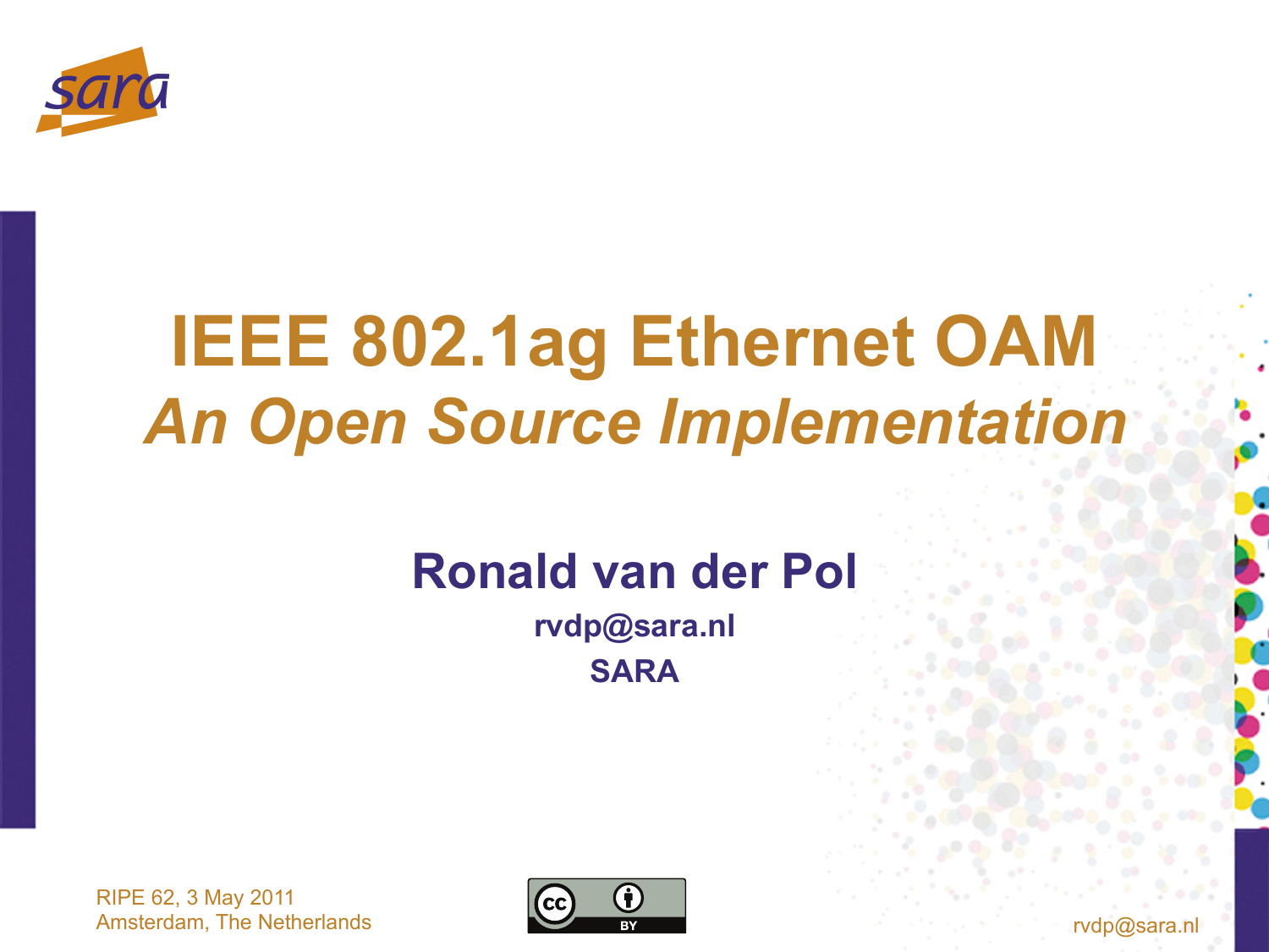# IEEE 802.1ag Ethernet OAM

## *An Open Source Implementation*

**Ronald van der Pol**

**rvdp@sara.nl**

**SARA**

RIPE 62, 3 May 2011
Amsterdam, The Netherlands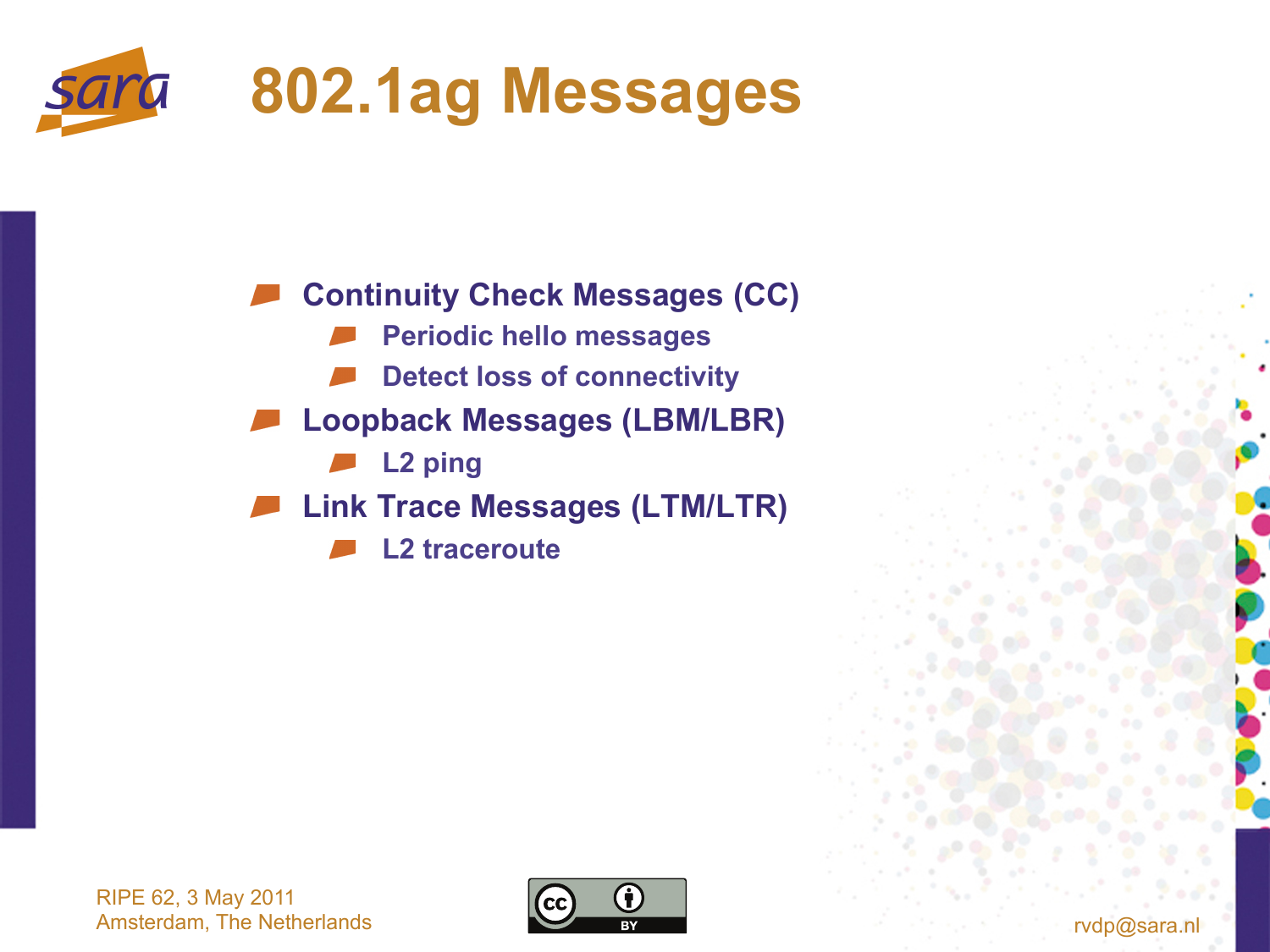# 802.1ag Messages

- Continuity Check Messages (CC)
  - Periodic hello messages
  - Detect loss of connectivity
- Loopback Messages (LBM/LBR)
  - L2 ping
- Link Trace Messages (LTM/LTR)
  - L2 traceroute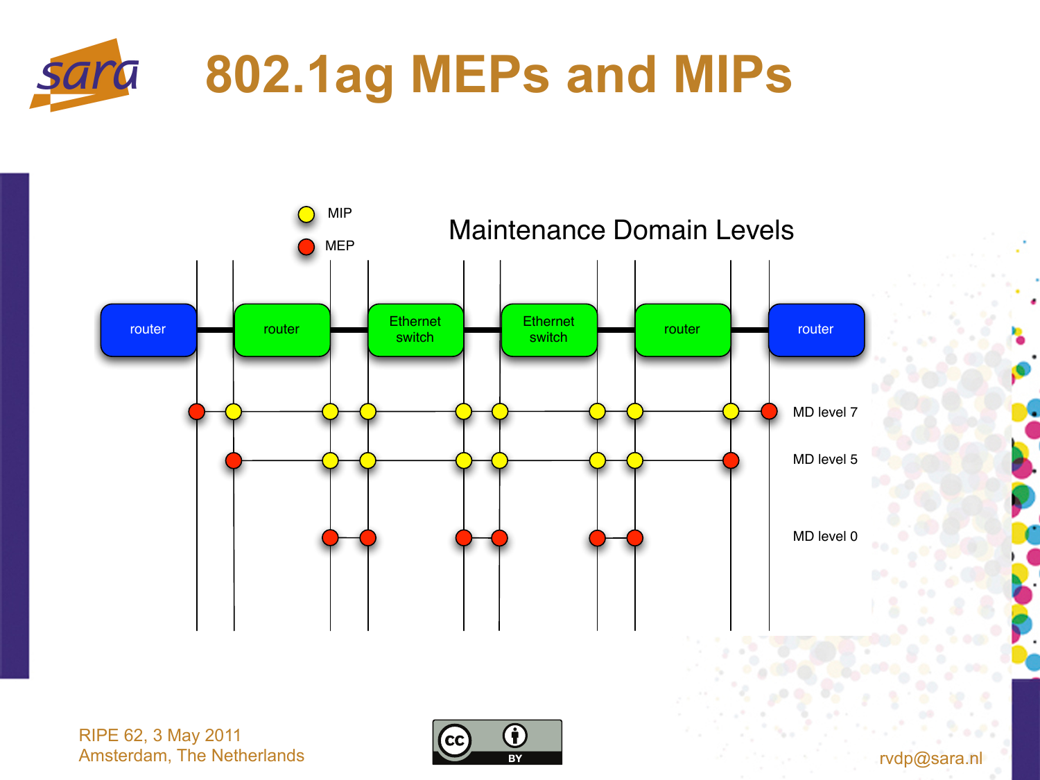# 802.1ag MEPs and MIPs

Maintenance Domain Levels

- MIP
- MEP

router — router — Ethernet switch — Ethernet switch — router — router

MD level 7

MD level 5

MD level 0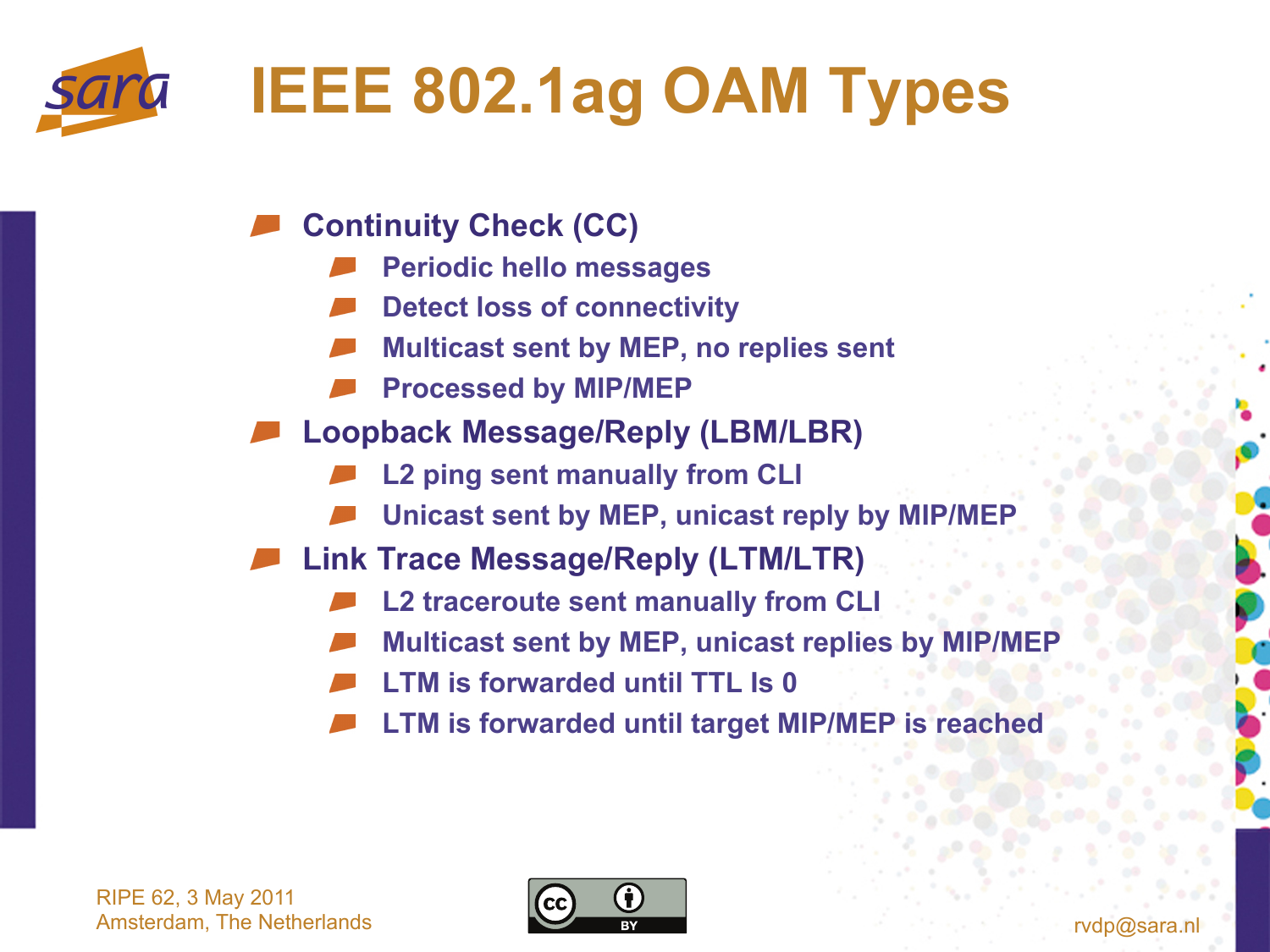# IEEE 802.1ag OAM Types

- Continuity Check (CC)
  - Periodic hello messages
  - Detect loss of connectivity
  - Multicast sent by MEP, no replies sent
  - Processed by MIP/MEP
- Loopback Message/Reply (LBM/LBR)
  - L2 ping sent manually from CLI
  - Unicast sent by MEP, unicast reply by MIP/MEP
- Link Trace Message/Reply (LTM/LTR)
  - L2 traceroute sent manually from CLI
  - Multicast sent by MEP, unicast replies by MIP/MEP
  - LTM is forwarded until TTL Is 0
  - LTM is forwarded until target MIP/MEP is reached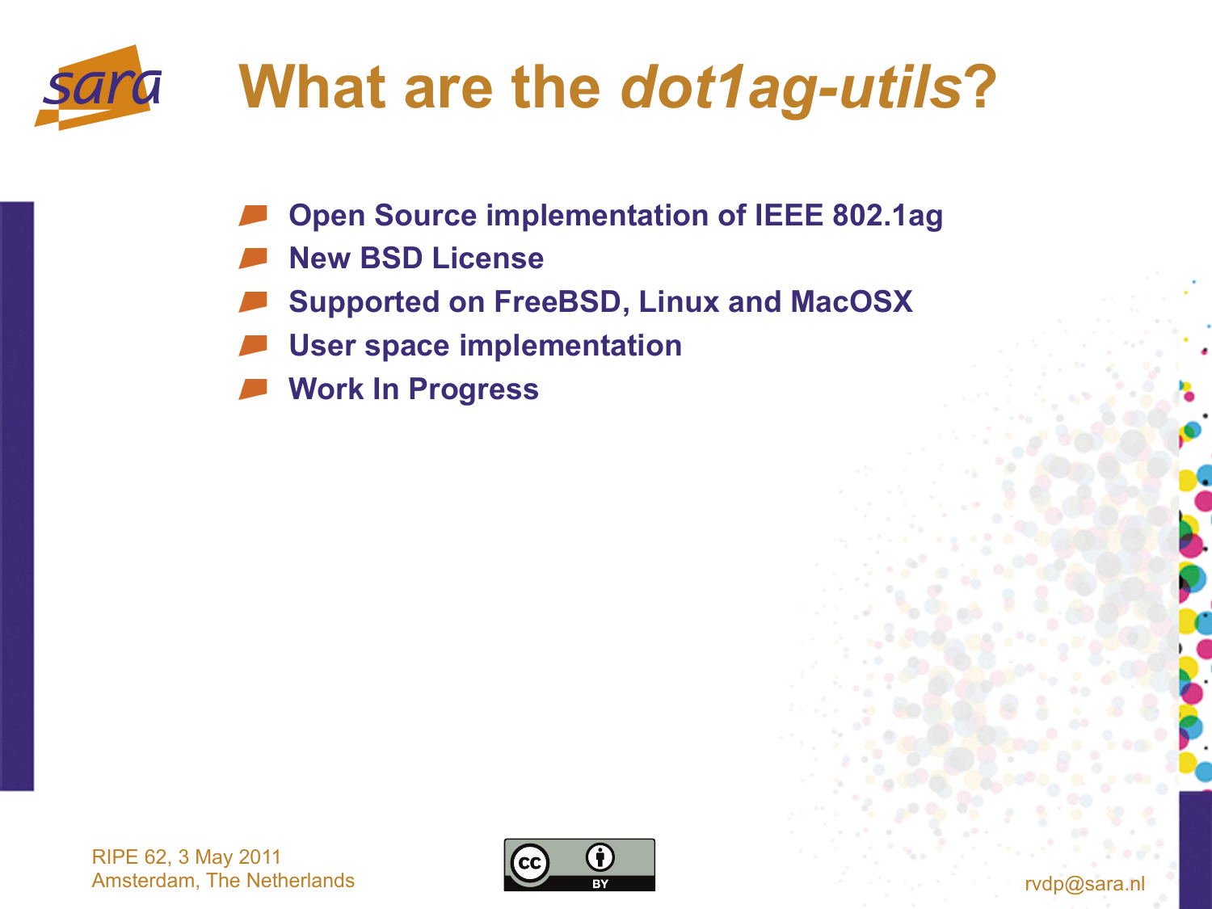# What are the *dot1ag-utils*?

- Open Source implementation of IEEE 802.1ag
- New BSD License
- Supported on FreeBSD, Linux and MacOSX
- User space implementation
- Work In Progress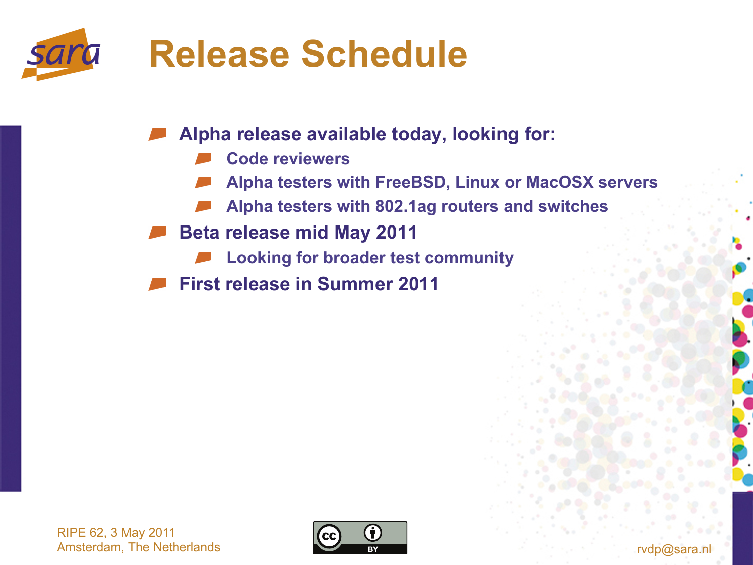# Release Schedule

- Alpha release available today, looking for:
  - Code reviewers
  - Alpha testers with FreeBSD, Linux or MacOSX servers
  - Alpha testers with 802.1ag routers and switches
- Beta release mid May 2011
  - Looking for broader test community
- First release in Summer 2011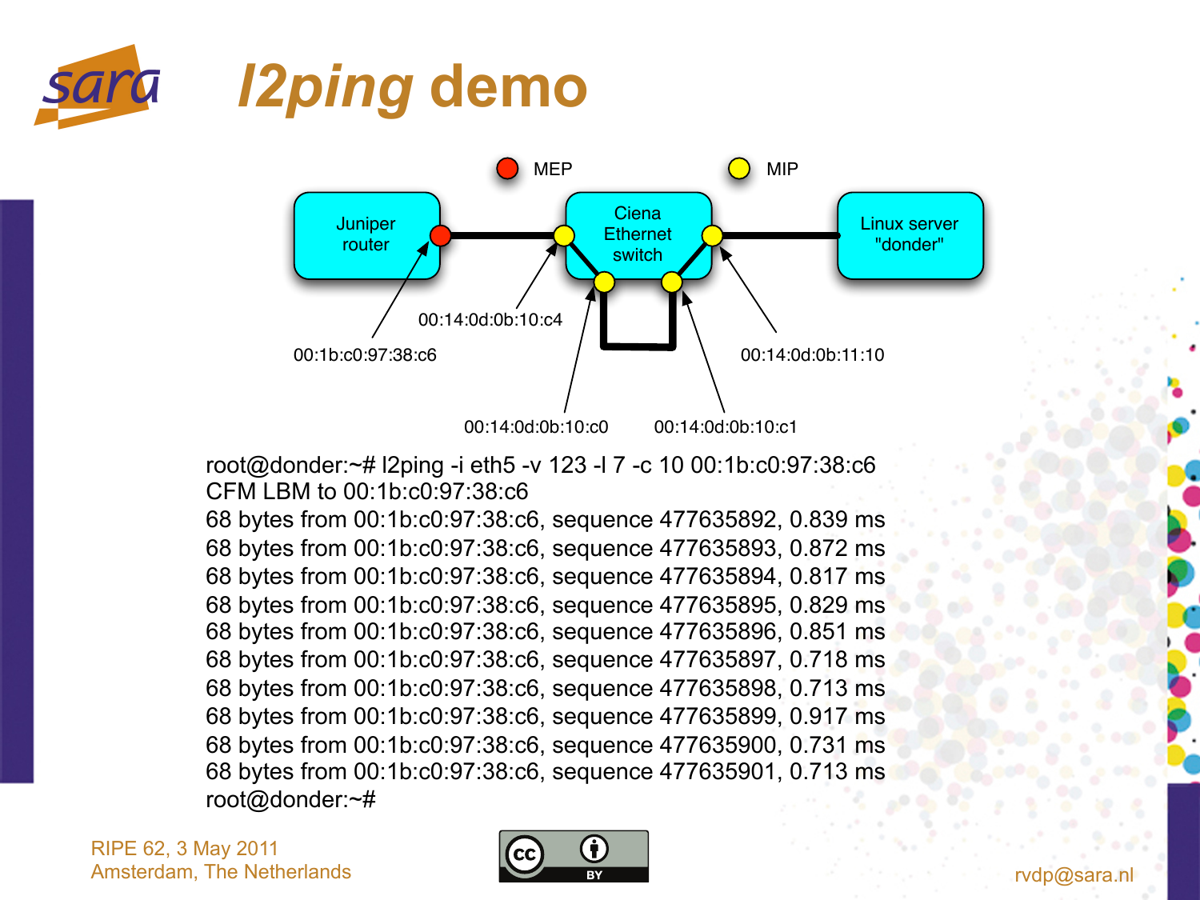# l2ping demo

MEP — MIP

Juniper router — Ciena Ethernet switch — Linux server "donder"

00:1b:c0:97:38:c6

00:14:0d:0b:10:c4

00:14:0d:0b:10:c0

00:14:0d:0b:10:c1

00:14:0d:0b:11:10

```
root@donder:~# l2ping -i eth5 -v 123 -l 7 -c 10 00:1b:c0:97:38:c6
CFM LBM to 00:1b:c0:97:38:c6
68 bytes from 00:1b:c0:97:38:c6, sequence 477635892, 0.839 ms
68 bytes from 00:1b:c0:97:38:c6, sequence 477635893, 0.872 ms
68 bytes from 00:1b:c0:97:38:c6, sequence 477635894, 0.817 ms
68 bytes from 00:1b:c0:97:38:c6, sequence 477635895, 0.829 ms
68 bytes from 00:1b:c0:97:38:c6, sequence 477635896, 0.851 ms
68 bytes from 00:1b:c0:97:38:c6, sequence 477635897, 0.718 ms
68 bytes from 00:1b:c0:97:38:c6, sequence 477635898, 0.713 ms
68 bytes from 00:1b:c0:97:38:c6, sequence 477635899, 0.917 ms
68 bytes from 00:1b:c0:97:38:c6, sequence 477635900, 0.731 ms
68 bytes from 00:1b:c0:97:38:c6, sequence 477635901, 0.713 ms
root@donder:~#
```

RIPE 62, 3 May 2011
Amsterdam, The Netherlands

rvdp@sara.nl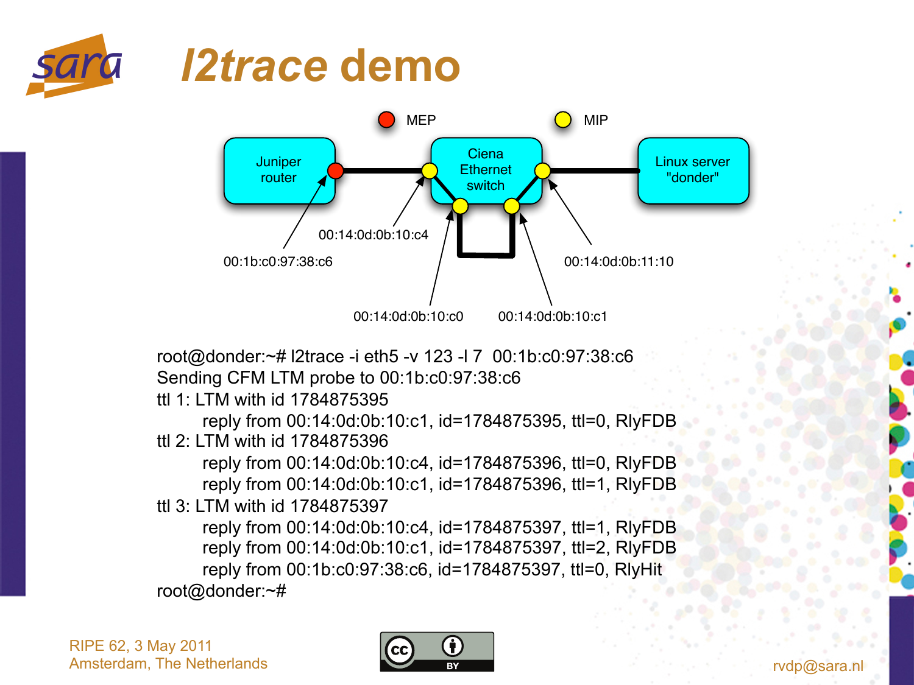# l2trace demo

MEP   MIP

Juniper router — Ciena Ethernet switch — Linux server "donder"

00:1b:c0:97:38:c6

00:14:0d:0b:10:c4

00:14:0d:0b:10:c0

00:14:0d:0b:10:c1

00:14:0d:0b:11:10

```
root@donder:~# l2trace -i eth5 -v 123 -l 7  00:1b:c0:97:38:c6
Sending CFM LTM probe to 00:1b:c0:97:38:c6
ttl 1: LTM with id 1784875395
        reply from 00:14:0d:0b:10:c1, id=1784875395, ttl=0, RlyFDB
ttl 2: LTM with id 1784875396
        reply from 00:14:0d:0b:10:c4, id=1784875396, ttl=0, RlyFDB
        reply from 00:14:0d:0b:10:c1, id=1784875396, ttl=1, RlyFDB
ttl 3: LTM with id 1784875397
        reply from 00:14:0d:0b:10:c4, id=1784875397, ttl=1, RlyFDB
        reply from 00:14:0d:0b:10:c1, id=1784875397, ttl=2, RlyFDB
        reply from 00:1b:c0:97:38:c6, id=1784875397, ttl=0, RlyHit
root@donder:~#
```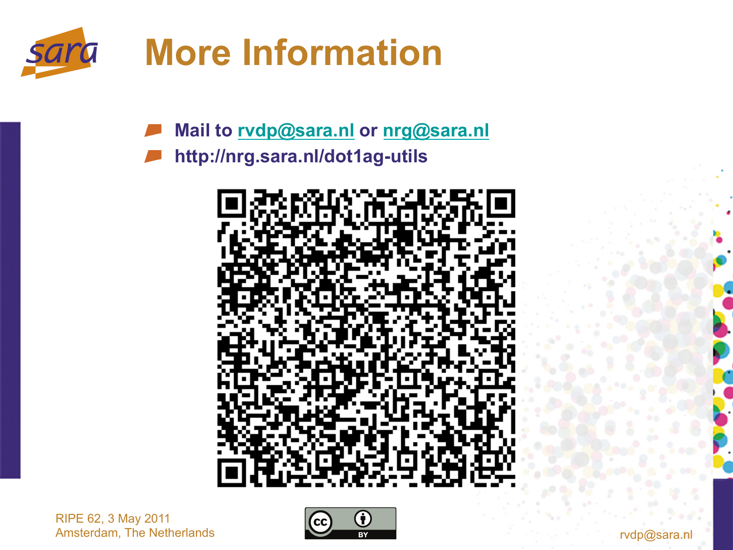# More Information

- Mail to rvdp@sara.nl or nrg@sara.nl
- http://nrg.sara.nl/dot1ag-utils

RIPE 62, 3 May 2011
Amsterdam, The Netherlands

rvdp@sara.nl